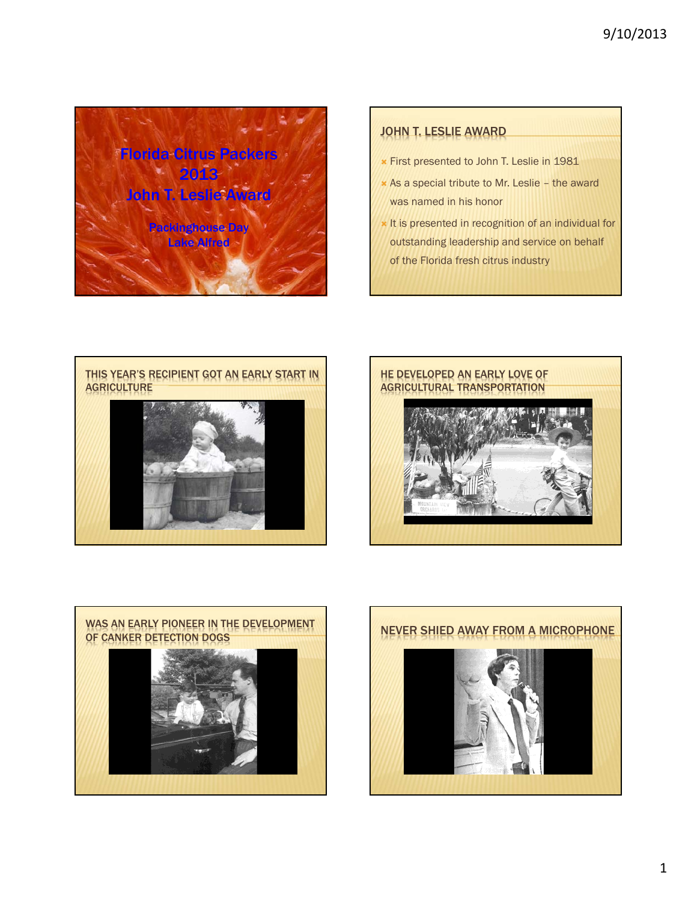# Florida Citrus Packers 2013 John T. Leslie Award

Packinghouse Day
Lake Alfred

## JOHN T. LESLIE AWARD

- First presented to John T. Leslie in 1981
- As a special tribute to Mr. Leslie – the award was named in his honor
- It is presented in recognition of an individual for outstanding leadership and service on behalf of the Florida fresh citrus industry

## THIS YEAR'S RECIPIENT GOT AN EARLY START IN AGRICULTURE

## HE DEVELOPED AN EARLY LOVE OF AGRICULTURAL TRANSPORTATION

## WAS AN EARLY PIONEER IN THE DEVELOPMENT OF CANKER DETECTION DOGS

## NEVER SHIED AWAY FROM A MICROPHONE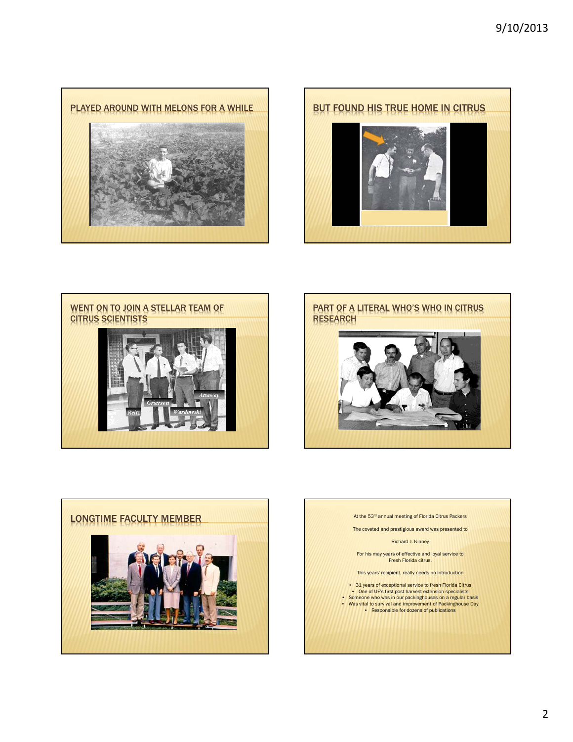## PLAYED AROUND WITH MELONS FOR A WHILE

## BUT FOUND HIS TRUE HOME IN CITRUS

## WENT ON TO JOIN A STELLAR TEAM OF CITRUS SCIENTISTS

Reitz

Grierson

Wardowski

Attaway

## PART OF A LITERAL WHO'S WHO IN CITRUS RESEARCH

## LONGTIME FACULTY MEMBER

At the 53rd annual meeting of Florida Citrus Packers

The coveted and prestigious award was presented to

Richard J. Kinney

For his may years of effective and loyal service to Fresh Florida citrus.

This years' recipient, really needs no introduction

- 31 years of exceptional service to fresh Florida Citrus
- One of UF's first post harvest extension specialists
- Someone who was in our packinghouses on a regular basis
- Was vital to survival and improvement of Packinghouse Day
- Responsible for dozens of publications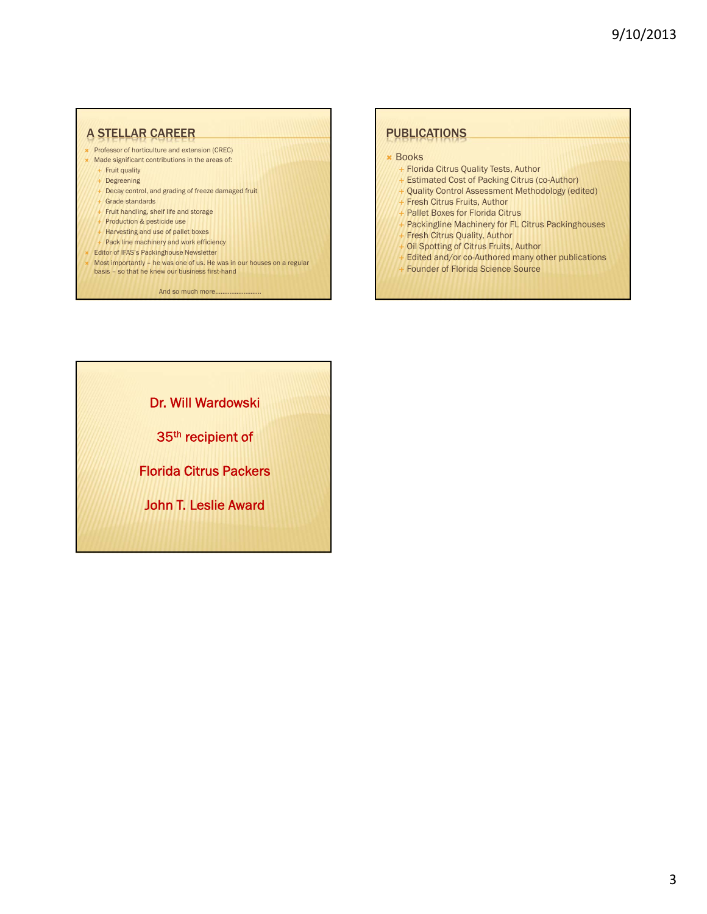## A STELLAR CAREER

- Professor of horticulture and extension (CREC)
- Made significant contributions in the areas of:
  - Fruit quality
  - Degreening
  - Decay control, and grading of freeze damaged fruit
  - Grade standards
  - Fruit handling, shelf life and storage
  - Production & pesticide use
  - Harvesting and use of pallet boxes
  - Pack line machinery and work efficiency
- Editor of IFAS's Packinghouse Newsletter
- Most importantly – he was one of us. He was in our houses on a regular basis – so that he knew our business first-hand

And so much more……………………

## PUBLICATIONS

- Books
  - Florida Citrus Quality Tests, Author
  - Estimated Cost of Packing Citrus (co-Author)
  - Quality Control Assessment Methodology (edited)
  - Fresh Citrus Fruits, Author
  - Pallet Boxes for Florida Citrus
  - Packingline Machinery for FL Citrus Packinghouses
  - Fresh Citrus Quality, Author
  - Oil Spotting of Citrus Fruits, Author
  - Edited and/or co-Authored many other publications
  - Founder of Florida Science Source

Dr. Will Wardowski

35th recipient of

Florida Citrus Packers

John T. Leslie Award